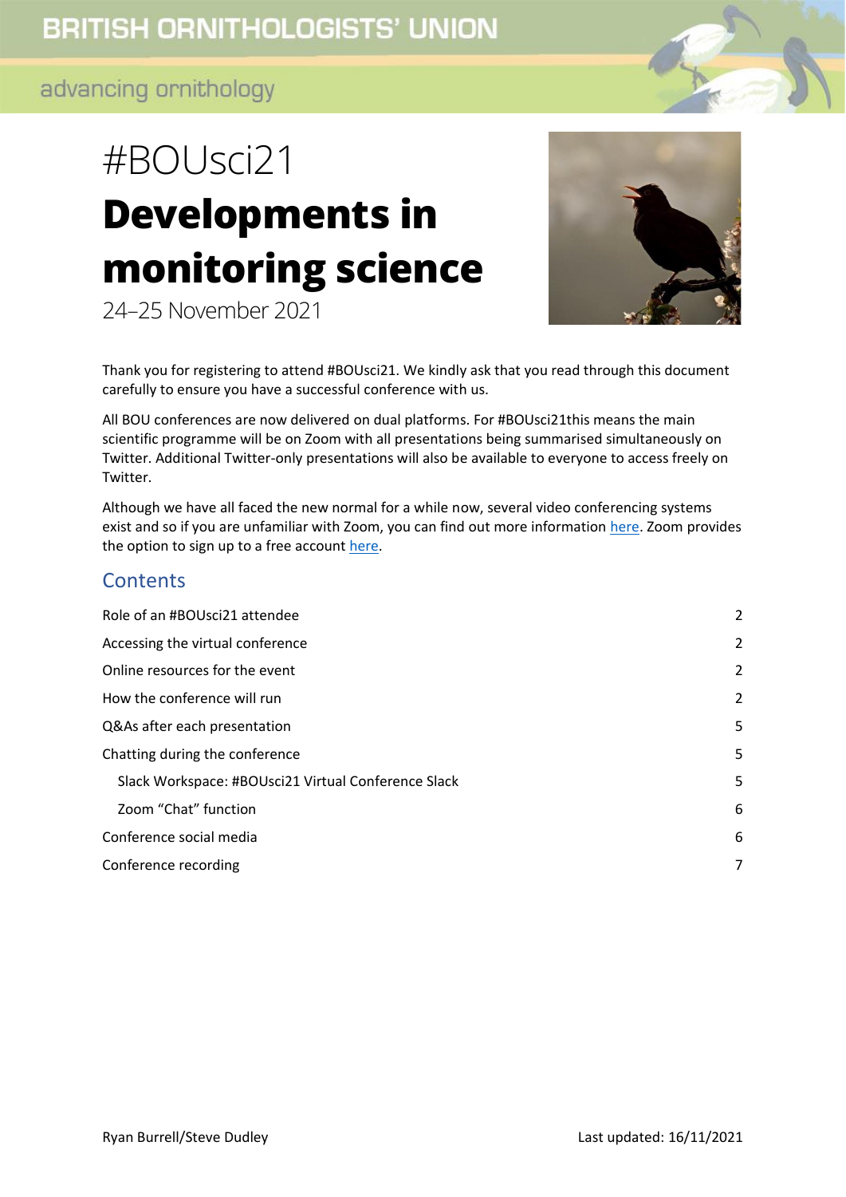BRITISH ORNITHOLOGISTS' UNION

advancing ornithology

# #BOUsci21

# Developments in monitoring science

24–25 November 2021

Thank you for registering to attend #BOUsci21. We kindly ask that you read through this document carefully to ensure you have a successful conference with us.

All BOU conferences are now delivered on dual platforms. For #BOUsci21this means the main scientific programme will be on Zoom with all presentations being summarised simultaneously on Twitter. Additional Twitter-only presentations will also be available to everyone to access freely on Twitter.

Although we have all faced the new normal for a while now, several video conferencing systems exist and so if you are unfamiliar with Zoom, you can find out more information here. Zoom provides the option to sign up to a free account here.

## Contents

| | |
|---|---|
| Role of an #BOUsci21 attendee | 2 |
| Accessing the virtual conference | 2 |
| Online resources for the event | 2 |
| How the conference will run | 2 |
| Q&As after each presentation | 5 |
| Chatting during the conference | 5 |
| Slack Workspace: #BOUsci21 Virtual Conference Slack | 5 |
| Zoom "Chat" function | 6 |
| Conference social media | 6 |
| Conference recording | 7 |

Ryan Burrell/Steve Dudley

Last updated: 16/11/2021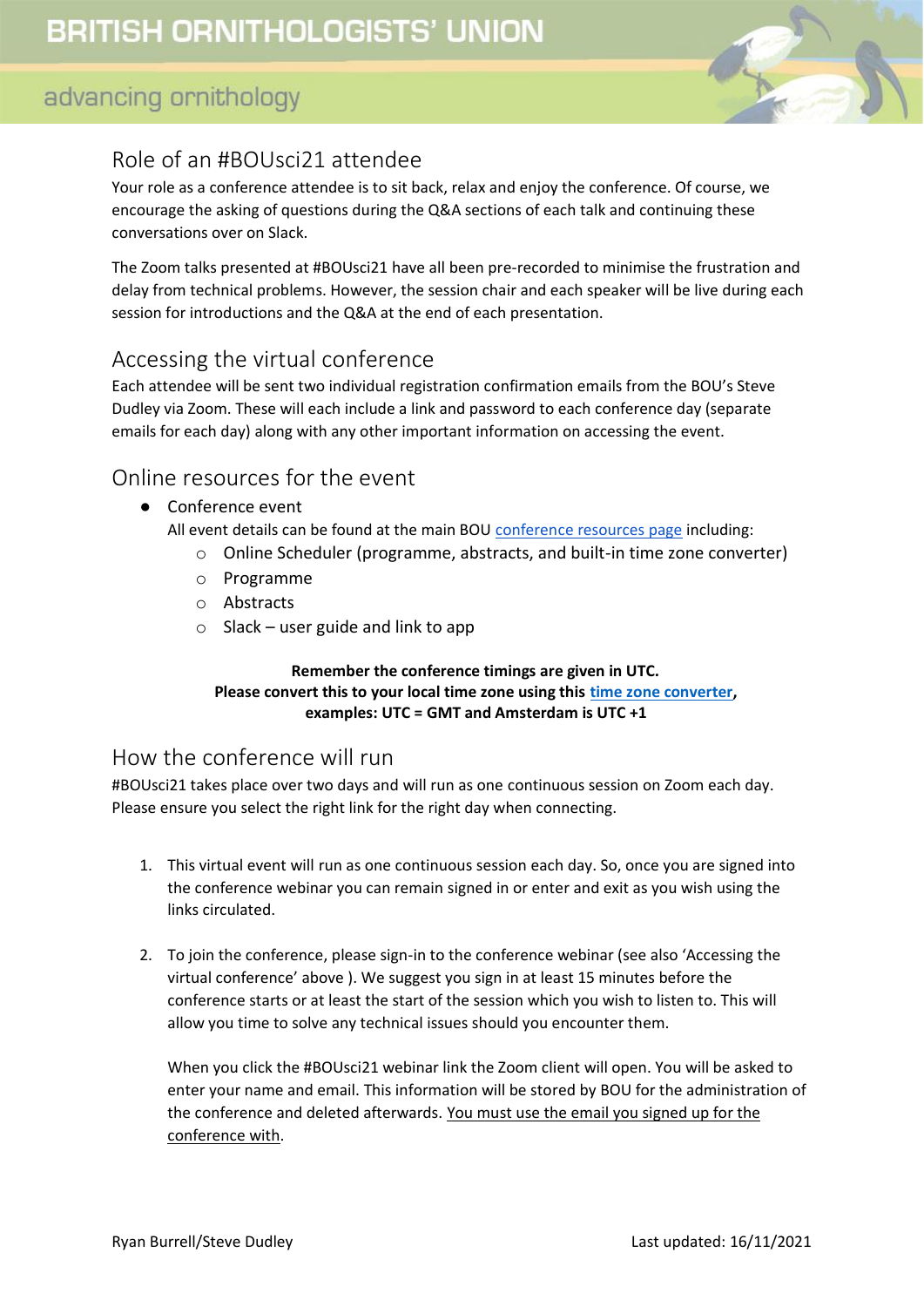## Role of an #BOUsci21 attendee

Your role as a conference attendee is to sit back, relax and enjoy the conference. Of course, we encourage the asking of questions during the Q&A sections of each talk and continuing these conversations over on Slack.

The Zoom talks presented at #BOUsci21 have all been pre-recorded to minimise the frustration and delay from technical problems. However, the session chair and each speaker will be live during each session for introductions and the Q&A at the end of each presentation.

## Accessing the virtual conference

Each attendee will be sent two individual registration confirmation emails from the BOU's Steve Dudley via Zoom. These will each include a link and password to each conference day (separate emails for each day) along with any other important information on accessing the event.

## Online resources for the event

- Conference event
  All event details can be found at the main BOU conference resources page including:
  - Online Scheduler (programme, abstracts, and built-in time zone converter)
  - Programme
  - Abstracts
  - Slack – user guide and link to app

**Remember the conference timings are given in UTC.**
**Please convert this to your local time zone using this time zone converter,**
**examples: UTC = GMT and Amsterdam is UTC +1**

## How the conference will run

#BOUsci21 takes place over two days and will run as one continuous session on Zoom each day. Please ensure you select the right link for the right day when connecting.

1. This virtual event will run as one continuous session each day. So, once you are signed into the conference webinar you can remain signed in or enter and exit as you wish using the links circulated.

2. To join the conference, please sign-in to the conference webinar (see also 'Accessing the virtual conference' above ). We suggest you sign in at least 15 minutes before the conference starts or at least the start of the session which you wish to listen to. This will allow you time to solve any technical issues should you encounter them.

   When you click the #BOUsci21 webinar link the Zoom client will open. You will be asked to enter your name and email. This information will be stored by BOU for the administration of the conference and deleted afterwards. You must use the email you signed up for the conference with.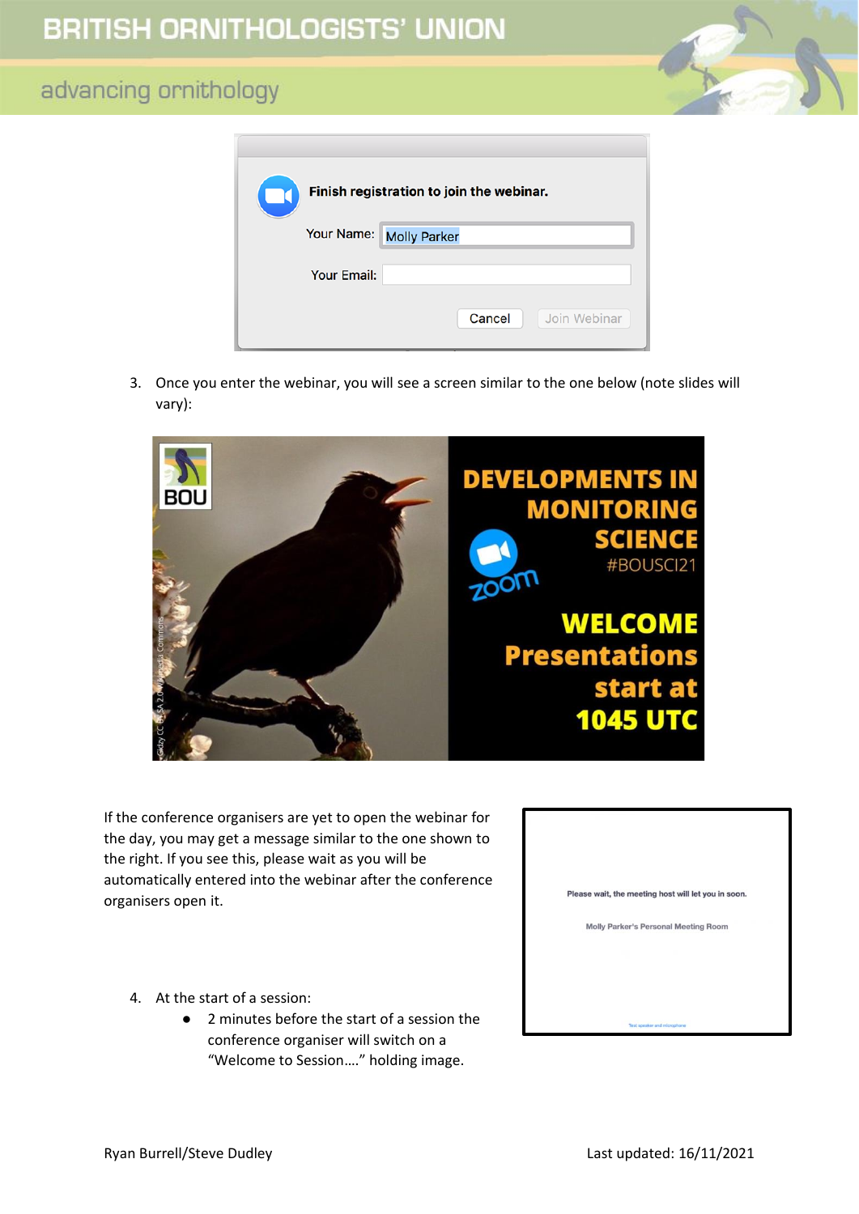3. Once you enter the webinar, you will see a screen similar to the one below (note slides will vary):

If the conference organisers are yet to open the webinar for the day, you may get a message similar to the one shown to the right. If you see this, please wait as you will be automatically entered into the webinar after the conference organisers open it.

4. At the start of a session:
    - 2 minutes before the start of a session the conference organiser will switch on a "Welcome to Session…." holding image.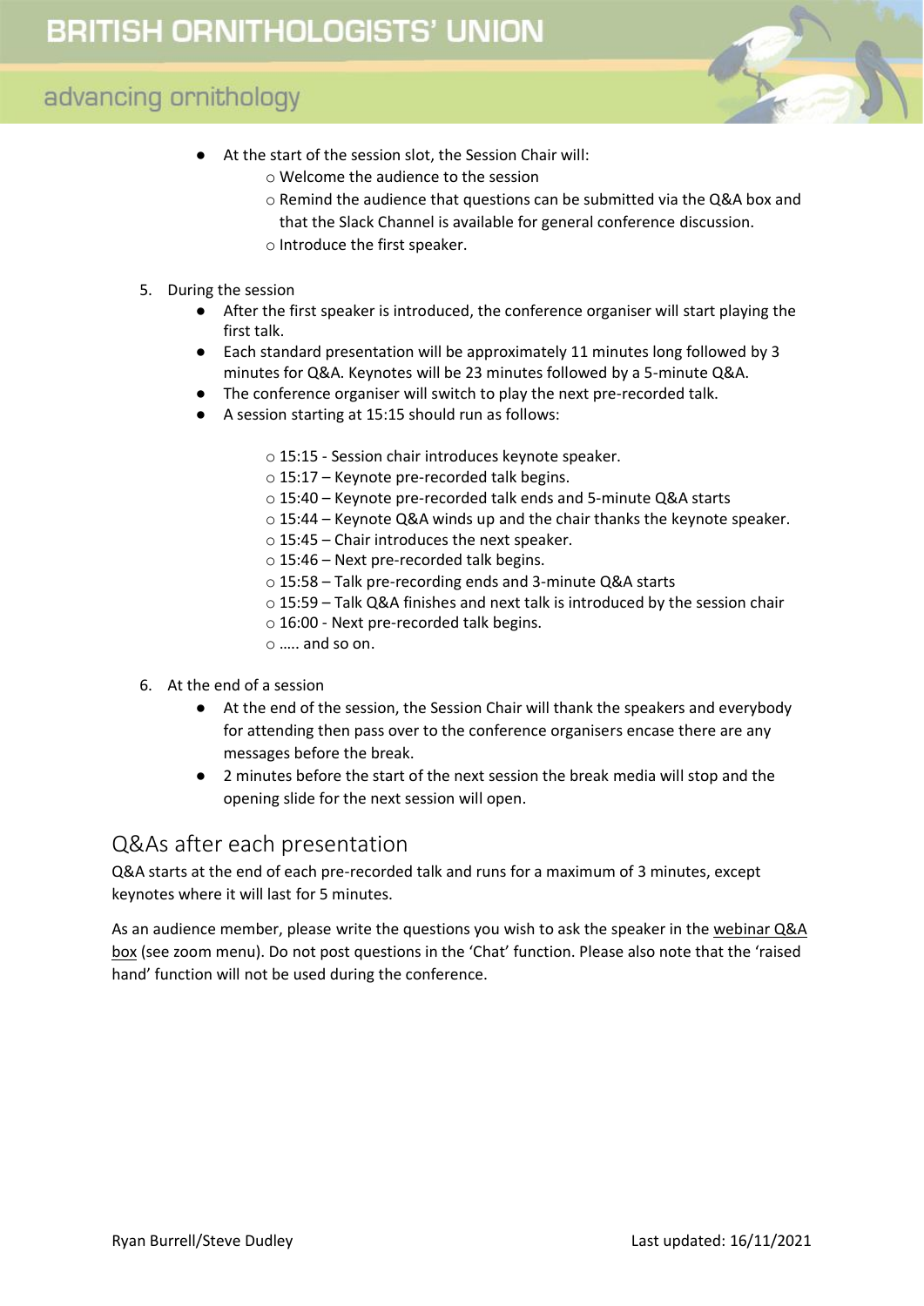- At the start of the session slot, the Session Chair will:
    - Welcome the audience to the session
    - Remind the audience that questions can be submitted via the Q&A box and that the Slack Channel is available for general conference discussion.
    - Introduce the first speaker.

5. During the session
    - After the first speaker is introduced, the conference organiser will start playing the first talk.
    - Each standard presentation will be approximately 11 minutes long followed by 3 minutes for Q&A. Keynotes will be 23 minutes followed by a 5-minute Q&A.
    - The conference organiser will switch to play the next pre-recorded talk.
    - A session starting at 15:15 should run as follows:
        - 15:15 - Session chair introduces keynote speaker.
        - 15:17 – Keynote pre-recorded talk begins.
        - 15:40 – Keynote pre-recorded talk ends and 5-minute Q&A starts
        - 15:44 – Keynote Q&A winds up and the chair thanks the keynote speaker.
        - 15:45 – Chair introduces the next speaker.
        - 15:46 – Next pre-recorded talk begins.
        - 15:58 – Talk pre-recording ends and 3-minute Q&A starts
        - 15:59 – Talk Q&A finishes and next talk is introduced by the session chair
        - 16:00 - Next pre-recorded talk begins.
        - ….. and so on.

6. At the end of a session
    - At the end of the session, the Session Chair will thank the speakers and everybody for attending then pass over to the conference organisers encase there are any messages before the break.
    - 2 minutes before the start of the next session the break media will stop and the opening slide for the next session will open.

## Q&As after each presentation

Q&A starts at the end of each pre-recorded talk and runs for a maximum of 3 minutes, except keynotes where it will last for 5 minutes.

As an audience member, please write the questions you wish to ask the speaker in the webinar Q&A box (see zoom menu). Do not post questions in the 'Chat' function. Please also note that the 'raised hand' function will not be used during the conference.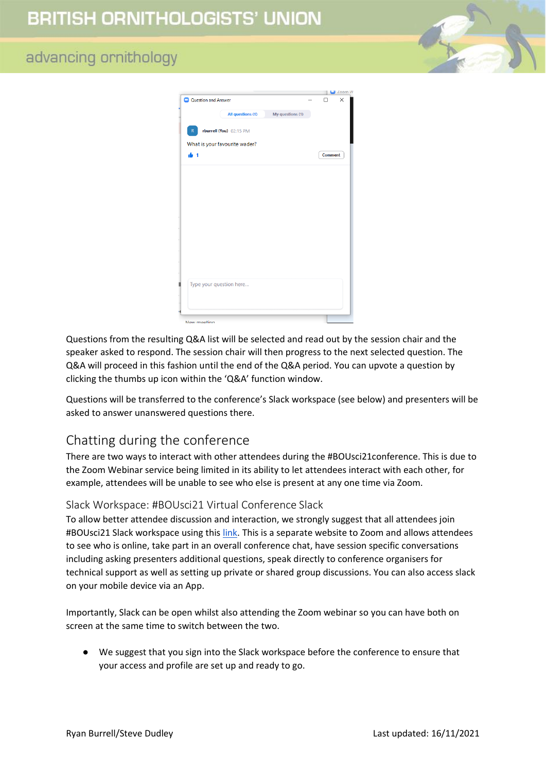Questions from the resulting Q&A list will be selected and read out by the session chair and the speaker asked to respond. The session chair will then progress to the next selected question. The Q&A will proceed in this fashion until the end of the Q&A period. You can upvote a question by clicking the thumbs up icon within the 'Q&A' function window.

Questions will be transferred to the conference's Slack workspace (see below) and presenters will be asked to answer unanswered questions there.

## Chatting during the conference

There are two ways to interact with other attendees during the #BOUsci21conference. This is due to the Zoom Webinar service being limited in its ability to let attendees interact with each other, for example, attendees will be unable to see who else is present at any one time via Zoom.

### Slack Workspace: #BOUsci21 Virtual Conference Slack

To allow better attendee discussion and interaction, we strongly suggest that all attendees join #BOUsci21 Slack workspace using this link. This is a separate website to Zoom and allows attendees to see who is online, take part in an overall conference chat, have session specific conversations including asking presenters additional questions, speak directly to conference organisers for technical support as well as setting up private or shared group discussions. You can also access slack on your mobile device via an App.

Importantly, Slack can be open whilst also attending the Zoom webinar so you can have both on screen at the same time to switch between the two.

- We suggest that you sign into the Slack workspace before the conference to ensure that your access and profile are set up and ready to go.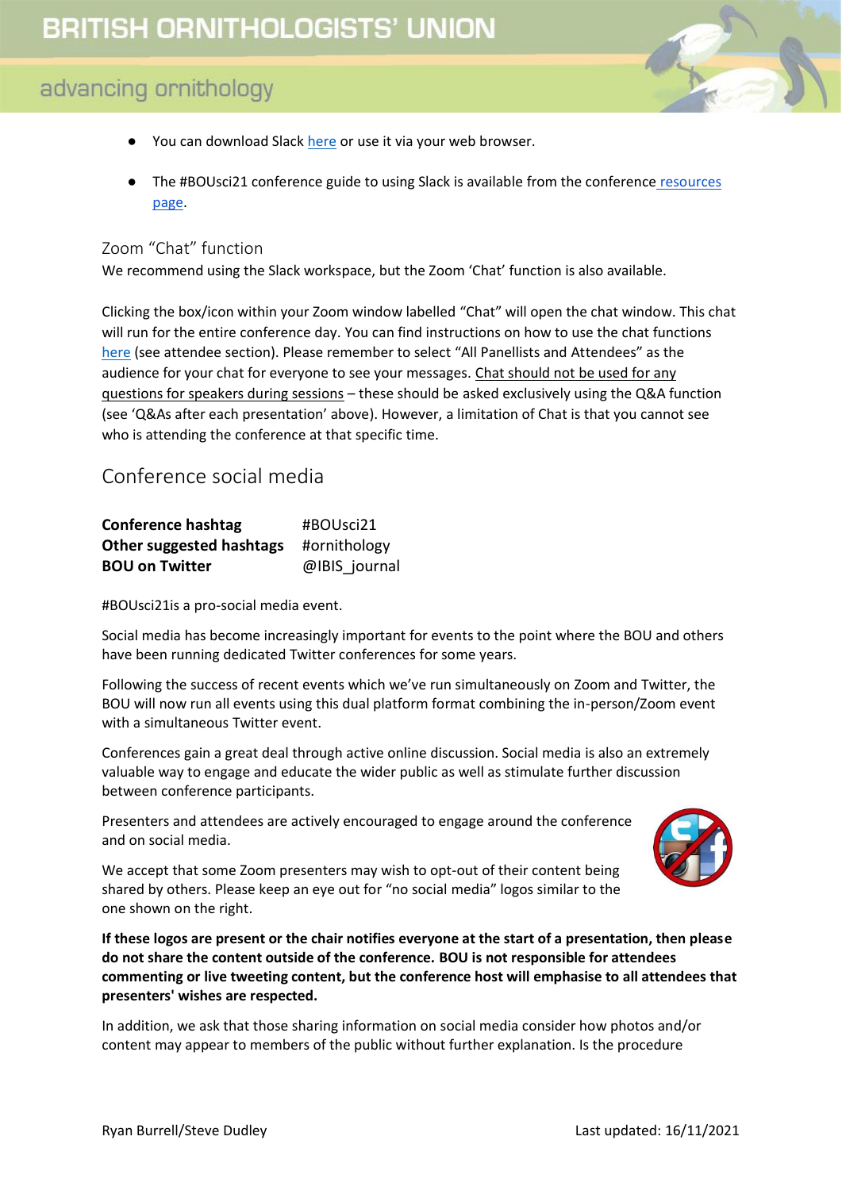- You can download Slack here or use it via your web browser.
- The #BOUsci21 conference guide to using Slack is available from the conference resources page.

### Zoom "Chat" function

We recommend using the Slack workspace, but the Zoom 'Chat' function is also available.

Clicking the box/icon within your Zoom window labelled "Chat" will open the chat window. This chat will run for the entire conference day. You can find instructions on how to use the chat functions here (see attendee section). Please remember to select "All Panellists and Attendees" as the audience for your chat for everyone to see your messages. Chat should not be used for any questions for speakers during sessions – these should be asked exclusively using the Q&A function (see 'Q&As after each presentation' above). However, a limitation of Chat is that you cannot see who is attending the conference at that specific time.

## Conference social media

| | |
|---|---|
| **Conference hashtag** | #BOUsci21 |
| **Other suggested hashtags** | #ornithology |
| **BOU on Twitter** | @IBIS_journal |

#BOUsci21is a pro-social media event.

Social media has become increasingly important for events to the point where the BOU and others have been running dedicated Twitter conferences for some years.

Following the success of recent events which we've run simultaneously on Zoom and Twitter, the BOU will now run all events using this dual platform format combining the in-person/Zoom event with a simultaneous Twitter event.

Conferences gain a great deal through active online discussion. Social media is also an extremely valuable way to engage and educate the wider public as well as stimulate further discussion between conference participants.

Presenters and attendees are actively encouraged to engage around the conference and on social media.

We accept that some Zoom presenters may wish to opt-out of their content being shared by others. Please keep an eye out for "no social media" logos similar to the one shown on the right.

**If these logos are present or the chair notifies everyone at the start of a presentation, then please do not share the content outside of the conference. BOU is not responsible for attendees commenting or live tweeting content, but the conference host will emphasise to all attendees that presenters' wishes are respected.**

In addition, we ask that those sharing information on social media consider how photos and/or content may appear to members of the public without further explanation. Is the procedure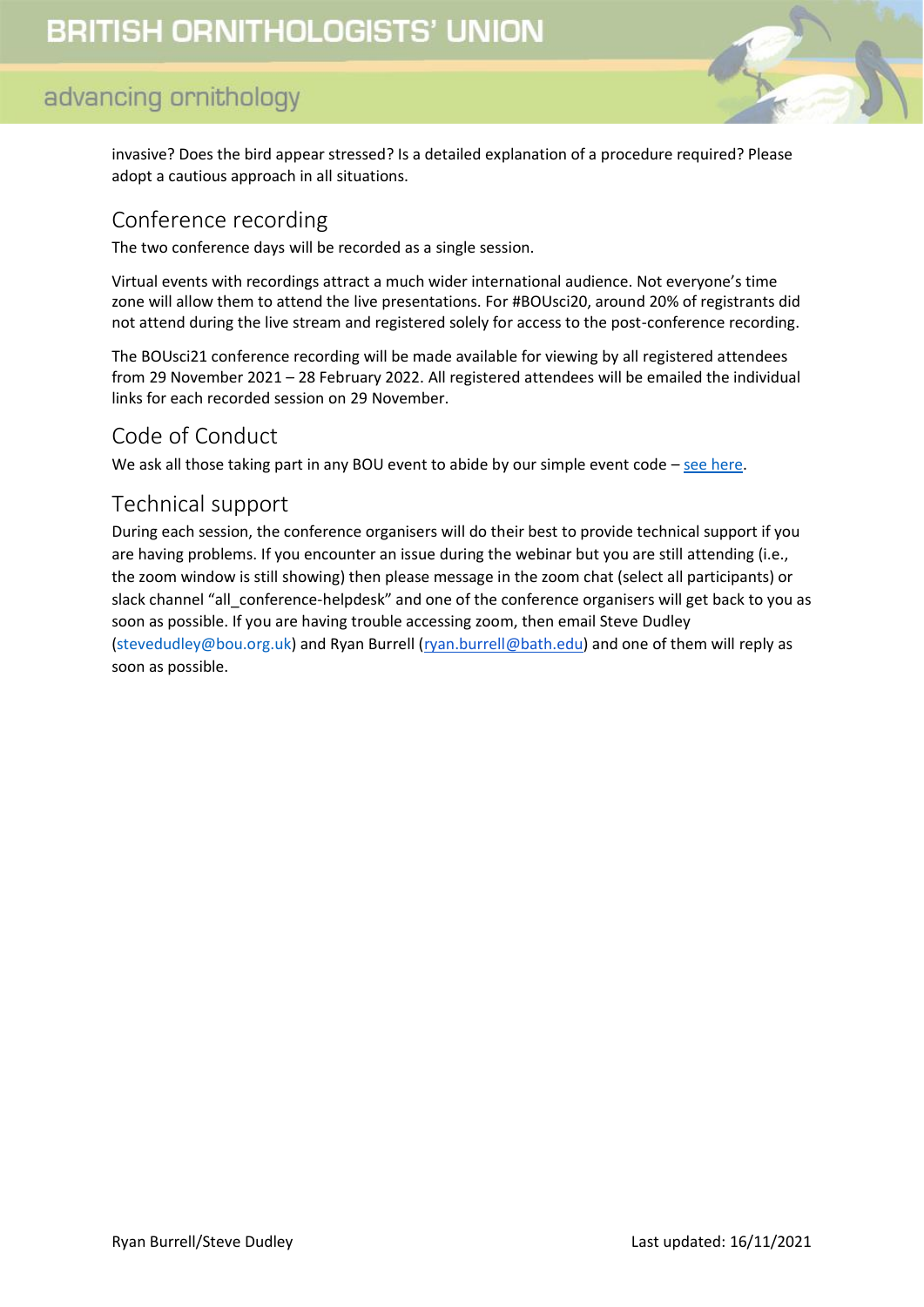invasive? Does the bird appear stressed? Is a detailed explanation of a procedure required? Please adopt a cautious approach in all situations.

## Conference recording

The two conference days will be recorded as a single session.

Virtual events with recordings attract a much wider international audience. Not everyone's time zone will allow them to attend the live presentations. For #BOUsci20, around 20% of registrants did not attend during the live stream and registered solely for access to the post-conference recording.

The BOUsci21 conference recording will be made available for viewing by all registered attendees from 29 November 2021 – 28 February 2022. All registered attendees will be emailed the individual links for each recorded session on 29 November.

## Code of Conduct

We ask all those taking part in any BOU event to abide by our simple event code – see here.

## Technical support

During each session, the conference organisers will do their best to provide technical support if you are having problems. If you encounter an issue during the webinar but you are still attending (i.e., the zoom window is still showing) then please message in the zoom chat (select all participants) or slack channel "all_conference-helpdesk" and one of the conference organisers will get back to you as soon as possible. If you are having trouble accessing zoom, then email Steve Dudley (stevedudley@bou.org.uk) and Ryan Burrell (ryan.burrell@bath.edu) and one of them will reply as soon as possible.

Ryan Burrell/Steve Dudley

Last updated: 16/11/2021